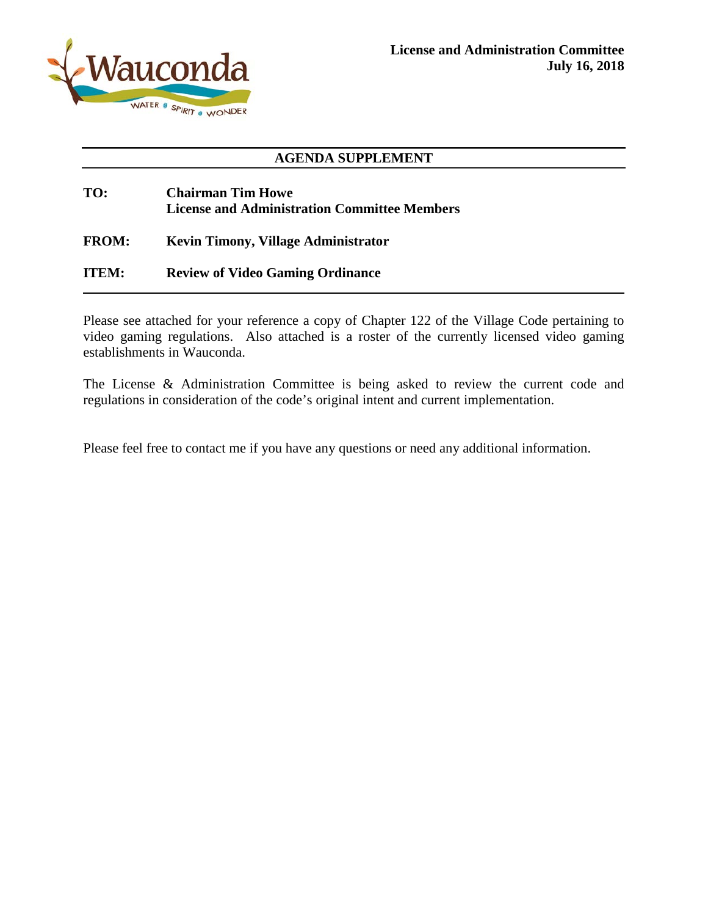**License and Administration Committee**
**July 16, 2018**

## AGENDA SUPPLEMENT

**TO:** **Chairman Tim Howe**
**License and Administration Committee Members**

**FROM:** **Kevin Timony, Village Administrator**

**ITEM:** **Review of Video Gaming Ordinance**

Please see attached for your reference a copy of Chapter 122 of the Village Code pertaining to video gaming regulations. Also attached is a roster of the currently licensed video gaming establishments in Wauconda.

The License & Administration Committee is being asked to review the current code and regulations in consideration of the code's original intent and current implementation.

Please feel free to contact me if you have any questions or need any additional information.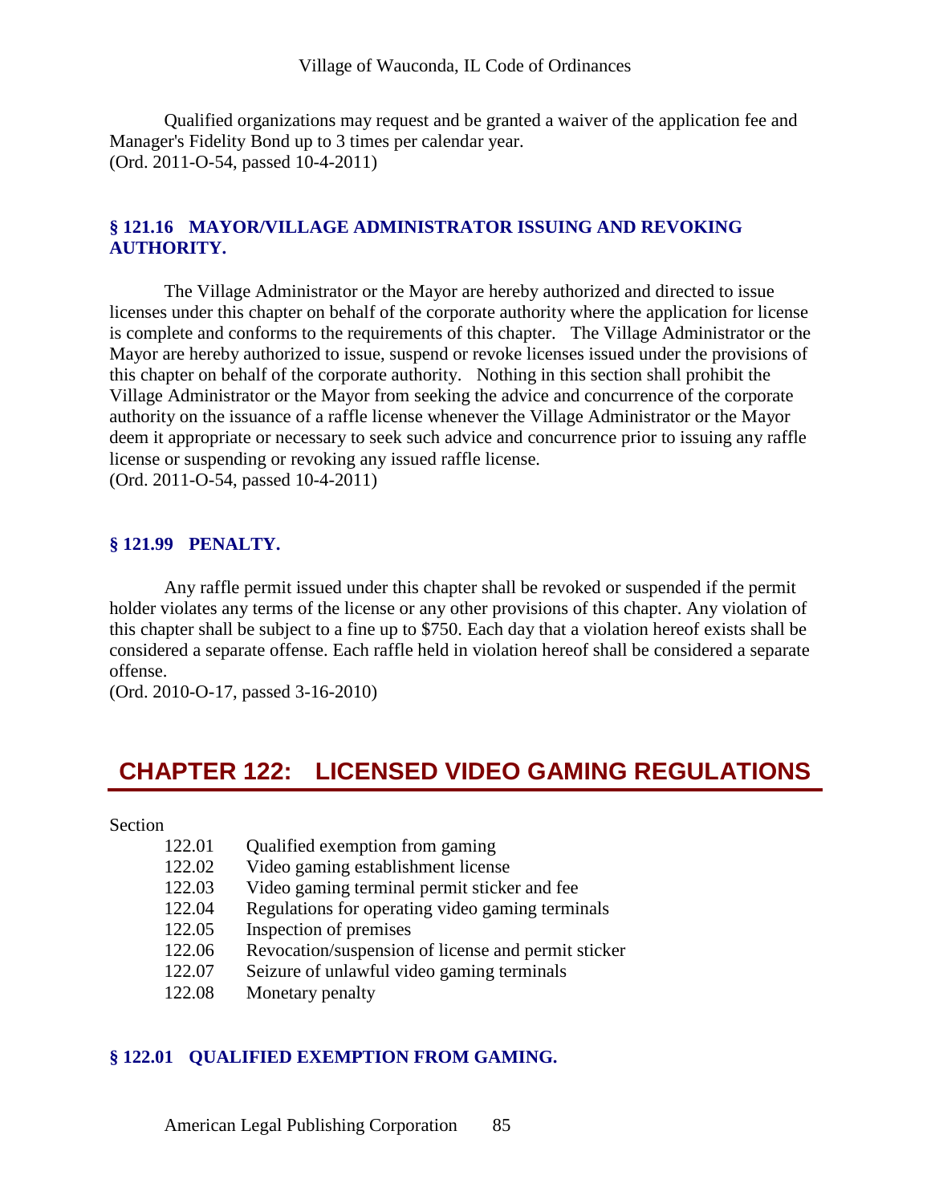Qualified organizations may request and be granted a waiver of the application fee and Manager's Fidelity Bond up to 3 times per calendar year.
(Ord. 2011-O-54, passed 10-4-2011)

### § 121.16 MAYOR/VILLAGE ADMINISTRATOR ISSUING AND REVOKING AUTHORITY.

The Village Administrator or the Mayor are hereby authorized and directed to issue licenses under this chapter on behalf of the corporate authority where the application for license is complete and conforms to the requirements of this chapter. The Village Administrator or the Mayor are hereby authorized to issue, suspend or revoke licenses issued under the provisions of this chapter on behalf of the corporate authority. Nothing in this section shall prohibit the Village Administrator or the Mayor from seeking the advice and concurrence of the corporate authority on the issuance of a raffle license whenever the Village Administrator or the Mayor deem it appropriate or necessary to seek such advice and concurrence prior to issuing any raffle license or suspending or revoking any issued raffle license.
(Ord. 2011-O-54, passed 10-4-2011)

### § 121.99 PENALTY.

Any raffle permit issued under this chapter shall be revoked or suspended if the permit holder violates any terms of the license or any other provisions of this chapter. Any violation of this chapter shall be subject to a fine up to $750. Each day that a violation hereof exists shall be considered a separate offense. Each raffle held in violation hereof shall be considered a separate offense.
(Ord. 2010-O-17, passed 3-16-2010)

## CHAPTER 122: LICENSED VIDEO GAMING REGULATIONS

Section

- 122.01 Qualified exemption from gaming
- 122.02 Video gaming establishment license
- 122.03 Video gaming terminal permit sticker and fee
- 122.04 Regulations for operating video gaming terminals
- 122.05 Inspection of premises
- 122.06 Revocation/suspension of license and permit sticker
- 122.07 Seizure of unlawful video gaming terminals
- 122.08 Monetary penalty

### § 122.01 QUALIFIED EXEMPTION FROM GAMING.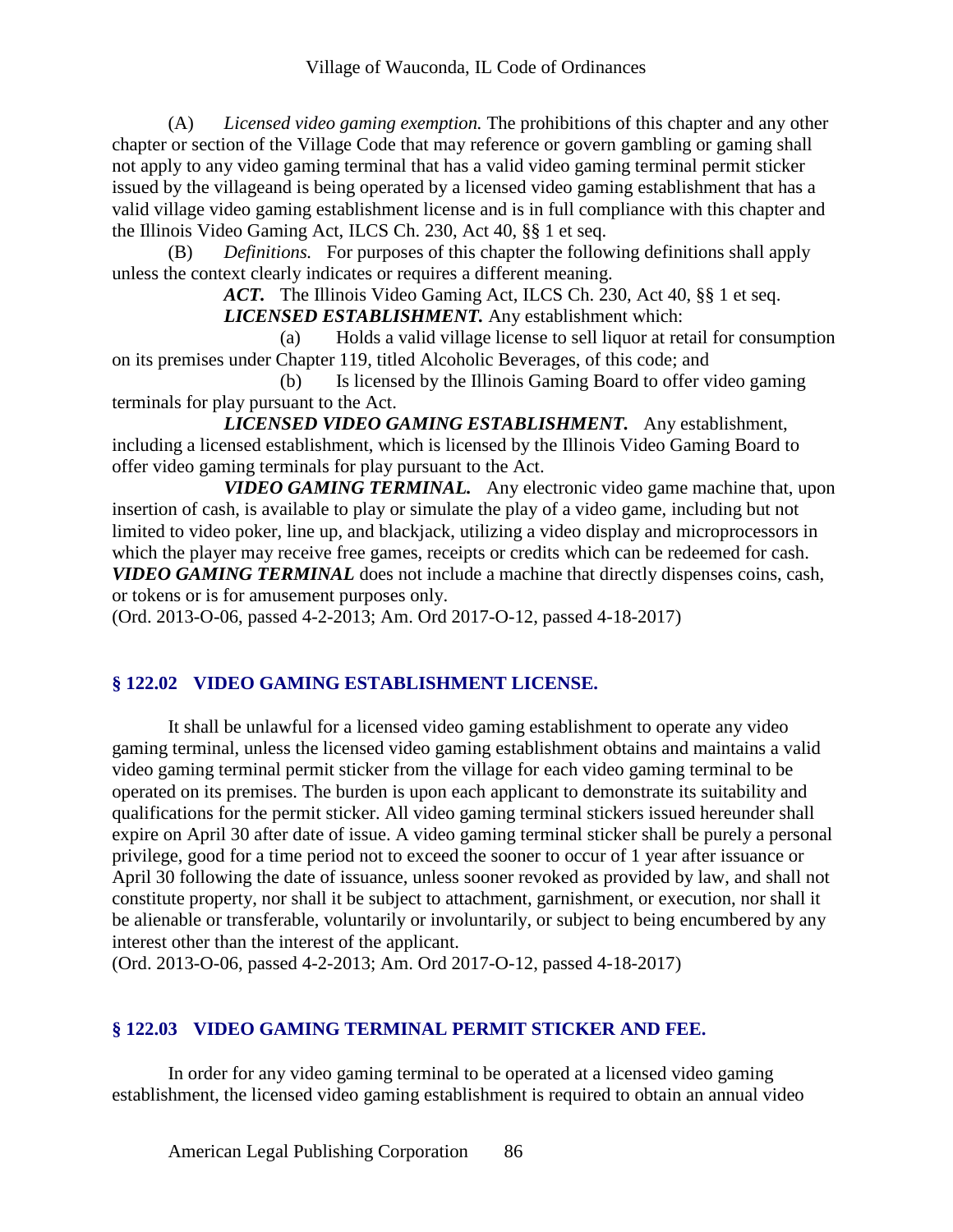(A) *Licensed video gaming exemption.* The prohibitions of this chapter and any other chapter or section of the Village Code that may reference or govern gambling or gaming shall not apply to any video gaming terminal that has a valid video gaming terminal permit sticker issued by the villageand is being operated by a licensed video gaming establishment that has a valid village video gaming establishment license and is in full compliance with this chapter and the Illinois Video Gaming Act, ILCS Ch. 230, Act 40, §§ 1 et seq.

(B) *Definitions.* For purposes of this chapter the following definitions shall apply unless the context clearly indicates or requires a different meaning.

***ACT.*** The Illinois Video Gaming Act, ILCS Ch. 230, Act 40, §§ 1 et seq.

***LICENSED ESTABLISHMENT.*** Any establishment which:

(a) Holds a valid village license to sell liquor at retail for consumption on its premises under Chapter 119, titled Alcoholic Beverages, of this code; and

(b) Is licensed by the Illinois Gaming Board to offer video gaming terminals for play pursuant to the Act.

***LICENSED VIDEO GAMING ESTABLISHMENT.*** Any establishment, including a licensed establishment, which is licensed by the Illinois Video Gaming Board to offer video gaming terminals for play pursuant to the Act.

***VIDEO GAMING TERMINAL.*** Any electronic video game machine that, upon insertion of cash, is available to play or simulate the play of a video game, including but not limited to video poker, line up, and blackjack, utilizing a video display and microprocessors in which the player may receive free games, receipts or credits which can be redeemed for cash. ***VIDEO GAMING TERMINAL*** does not include a machine that directly dispenses coins, cash, or tokens or is for amusement purposes only.

(Ord. 2013-O-06, passed 4-2-2013; Am. Ord 2017-O-12, passed 4-18-2017)

## § 122.02 VIDEO GAMING ESTABLISHMENT LICENSE.

It shall be unlawful for a licensed video gaming establishment to operate any video gaming terminal, unless the licensed video gaming establishment obtains and maintains a valid video gaming terminal permit sticker from the village for each video gaming terminal to be operated on its premises. The burden is upon each applicant to demonstrate its suitability and qualifications for the permit sticker. All video gaming terminal stickers issued hereunder shall expire on April 30 after date of issue. A video gaming terminal sticker shall be purely a personal privilege, good for a time period not to exceed the sooner to occur of 1 year after issuance or April 30 following the date of issuance, unless sooner revoked as provided by law, and shall not constitute property, nor shall it be subject to attachment, garnishment, or execution, nor shall it be alienable or transferable, voluntarily or involuntarily, or subject to being encumbered by any interest other than the interest of the applicant.

(Ord. 2013-O-06, passed 4-2-2013; Am. Ord 2017-O-12, passed 4-18-2017)

## § 122.03 VIDEO GAMING TERMINAL PERMIT STICKER AND FEE.

In order for any video gaming terminal to be operated at a licensed video gaming establishment, the licensed video gaming establishment is required to obtain an annual video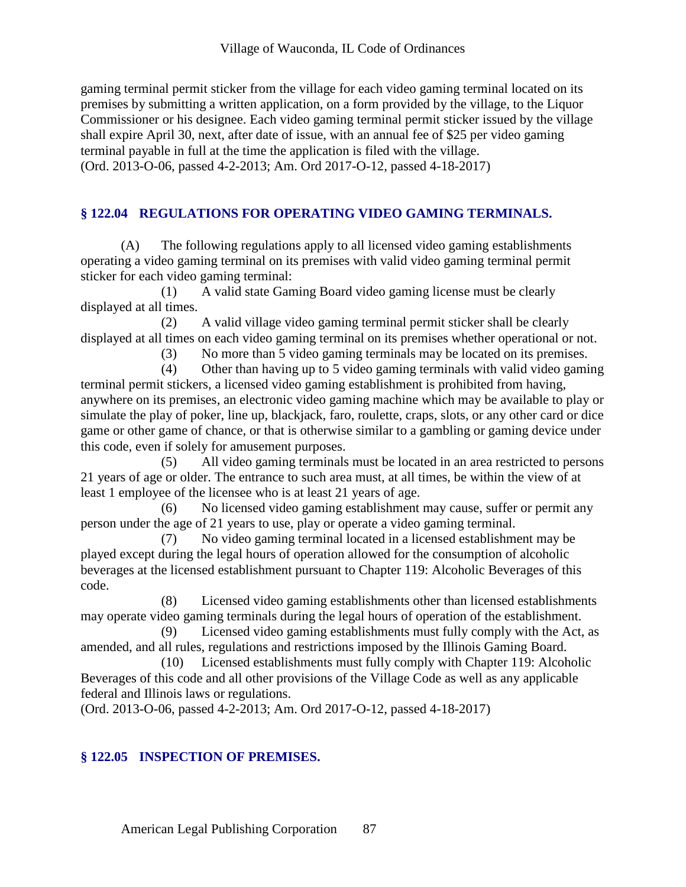gaming terminal permit sticker from the village for each video gaming terminal located on its premises by submitting a written application, on a form provided by the village, to the Liquor Commissioner or his designee. Each video gaming terminal permit sticker issued by the village shall expire April 30, next, after date of issue, with an annual fee of $25 per video gaming terminal payable in full at the time the application is filed with the village.
(Ord. 2013-O-06, passed 4-2-2013; Am. Ord 2017-O-12, passed 4-18-2017)

## § 122.04 REGULATIONS FOR OPERATING VIDEO GAMING TERMINALS.

(A) The following regulations apply to all licensed video gaming establishments operating a video gaming terminal on its premises with valid video gaming terminal permit sticker for each video gaming terminal:

(1) A valid state Gaming Board video gaming license must be clearly displayed at all times.

(2) A valid village video gaming terminal permit sticker shall be clearly displayed at all times on each video gaming terminal on its premises whether operational or not.

(3) No more than 5 video gaming terminals may be located on its premises.

(4) Other than having up to 5 video gaming terminals with valid video gaming terminal permit stickers, a licensed video gaming establishment is prohibited from having, anywhere on its premises, an electronic video gaming machine which may be available to play or simulate the play of poker, line up, blackjack, faro, roulette, craps, slots, or any other card or dice game or other game of chance, or that is otherwise similar to a gambling or gaming device under this code, even if solely for amusement purposes.

(5) All video gaming terminals must be located in an area restricted to persons 21 years of age or older. The entrance to such area must, at all times, be within the view of at least 1 employee of the licensee who is at least 21 years of age.

(6) No licensed video gaming establishment may cause, suffer or permit any person under the age of 21 years to use, play or operate a video gaming terminal.

(7) No video gaming terminal located in a licensed establishment may be played except during the legal hours of operation allowed for the consumption of alcoholic beverages at the licensed establishment pursuant to Chapter 119: Alcoholic Beverages of this code.

(8) Licensed video gaming establishments other than licensed establishments may operate video gaming terminals during the legal hours of operation of the establishment.

(9) Licensed video gaming establishments must fully comply with the Act, as amended, and all rules, regulations and restrictions imposed by the Illinois Gaming Board.

(10) Licensed establishments must fully comply with Chapter 119: Alcoholic Beverages of this code and all other provisions of the Village Code as well as any applicable federal and Illinois laws or regulations.

(Ord. 2013-O-06, passed 4-2-2013; Am. Ord 2017-O-12, passed 4-18-2017)

## § 122.05 INSPECTION OF PREMISES.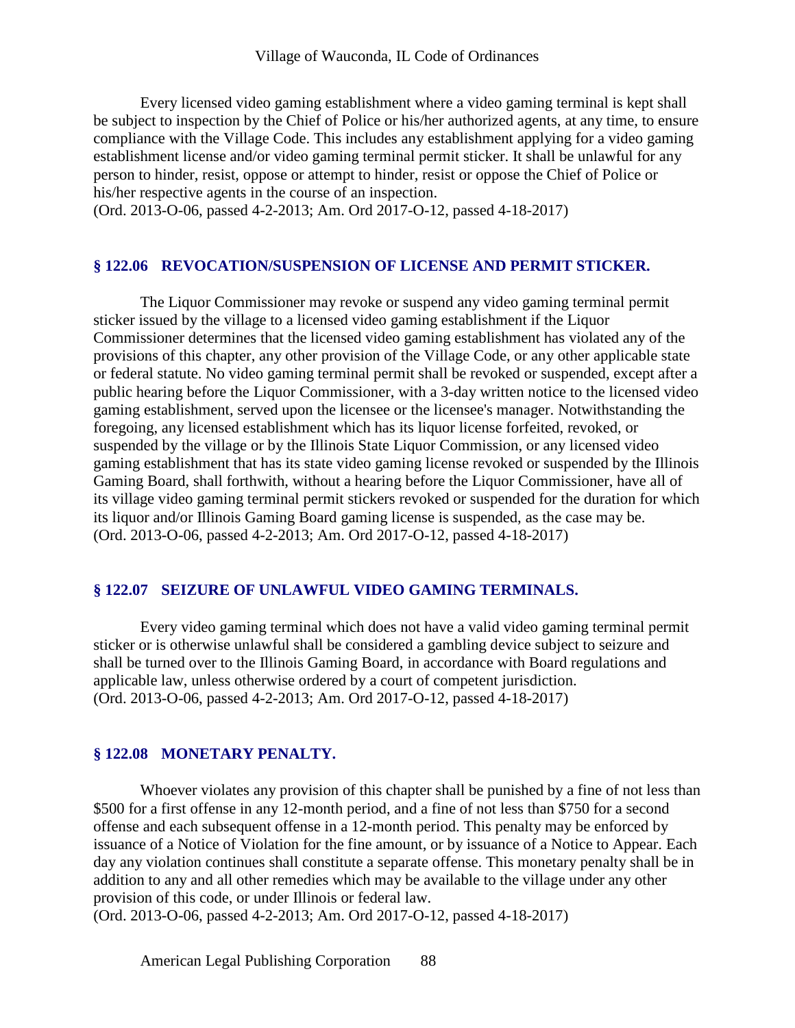Every licensed video gaming establishment where a video gaming terminal is kept shall be subject to inspection by the Chief of Police or his/her authorized agents, at any time, to ensure compliance with the Village Code. This includes any establishment applying for a video gaming establishment license and/or video gaming terminal permit sticker. It shall be unlawful for any person to hinder, resist, oppose or attempt to hinder, resist or oppose the Chief of Police or his/her respective agents in the course of an inspection.
(Ord. 2013-O-06, passed 4-2-2013; Am. Ord 2017-O-12, passed 4-18-2017)

## § 122.06 REVOCATION/SUSPENSION OF LICENSE AND PERMIT STICKER.

The Liquor Commissioner may revoke or suspend any video gaming terminal permit sticker issued by the village to a licensed video gaming establishment if the Liquor Commissioner determines that the licensed video gaming establishment has violated any of the provisions of this chapter, any other provision of the Village Code, or any other applicable state or federal statute. No video gaming terminal permit shall be revoked or suspended, except after a public hearing before the Liquor Commissioner, with a 3-day written notice to the licensed video gaming establishment, served upon the licensee or the licensee's manager. Notwithstanding the foregoing, any licensed establishment which has its liquor license forfeited, revoked, or suspended by the village or by the Illinois State Liquor Commission, or any licensed video gaming establishment that has its state video gaming license revoked or suspended by the Illinois Gaming Board, shall forthwith, without a hearing before the Liquor Commissioner, have all of its village video gaming terminal permit stickers revoked or suspended for the duration for which its liquor and/or Illinois Gaming Board gaming license is suspended, as the case may be.
(Ord. 2013-O-06, passed 4-2-2013; Am. Ord 2017-O-12, passed 4-18-2017)

## § 122.07 SEIZURE OF UNLAWFUL VIDEO GAMING TERMINALS.

Every video gaming terminal which does not have a valid video gaming terminal permit sticker or is otherwise unlawful shall be considered a gambling device subject to seizure and shall be turned over to the Illinois Gaming Board, in accordance with Board regulations and applicable law, unless otherwise ordered by a court of competent jurisdiction.
(Ord. 2013-O-06, passed 4-2-2013; Am. Ord 2017-O-12, passed 4-18-2017)

## § 122.08 MONETARY PENALTY.

Whoever violates any provision of this chapter shall be punished by a fine of not less than $500 for a first offense in any 12-month period, and a fine of not less than $750 for a second offense and each subsequent offense in a 12-month period. This penalty may be enforced by issuance of a Notice of Violation for the fine amount, or by issuance of a Notice to Appear. Each day any violation continues shall constitute a separate offense. This monetary penalty shall be in addition to any and all other remedies which may be available to the village under any other provision of this code, or under Illinois or federal law.
(Ord. 2013-O-06, passed 4-2-2013; Am. Ord 2017-O-12, passed 4-18-2017)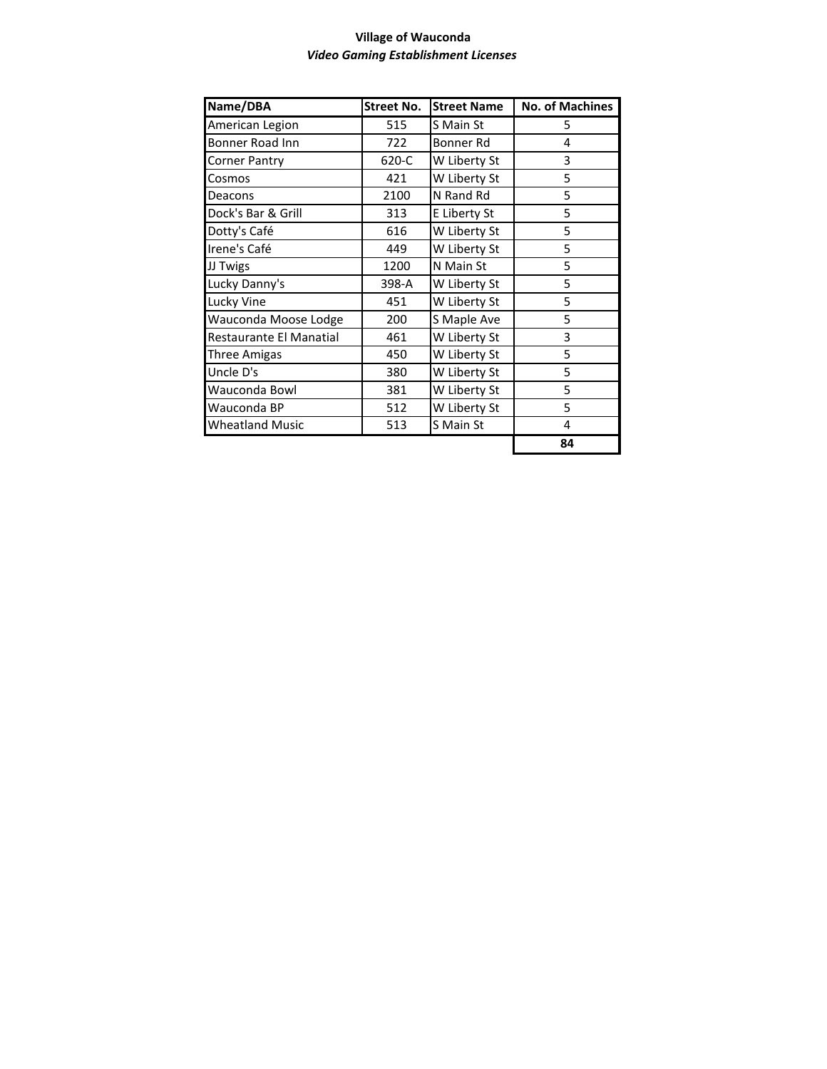**Village of Wauconda**

***Video Gaming Establishment Licenses***

| Name/DBA | Street No. | Street Name | No. of Machines |
|---|---|---|---|
| American Legion | 515 | S Main St | 5 |
| Bonner Road Inn | 722 | Bonner Rd | 4 |
| Corner Pantry | 620-C | W Liberty St | 3 |
| Cosmos | 421 | W Liberty St | 5 |
| Deacons | 2100 | N Rand Rd | 5 |
| Dock's Bar & Grill | 313 | E Liberty St | 5 |
| Dotty's Café | 616 | W Liberty St | 5 |
| Irene's Café | 449 | W Liberty St | 5 |
| JJ Twigs | 1200 | N Main St | 5 |
| Lucky Danny's | 398-A | W Liberty St | 5 |
| Lucky Vine | 451 | W Liberty St | 5 |
| Wauconda Moose Lodge | 200 | S Maple Ave | 5 |
| Restaurante El Manatial | 461 | W Liberty St | 3 |
| Three Amigas | 450 | W Liberty St | 5 |
| Uncle D's | 380 | W Liberty St | 5 |
| Wauconda Bowl | 381 | W Liberty St | 5 |
| Wauconda BP | 512 | W Liberty St | 5 |
| Wheatland Music | 513 | S Main St | 4 |
| | | | **84** |